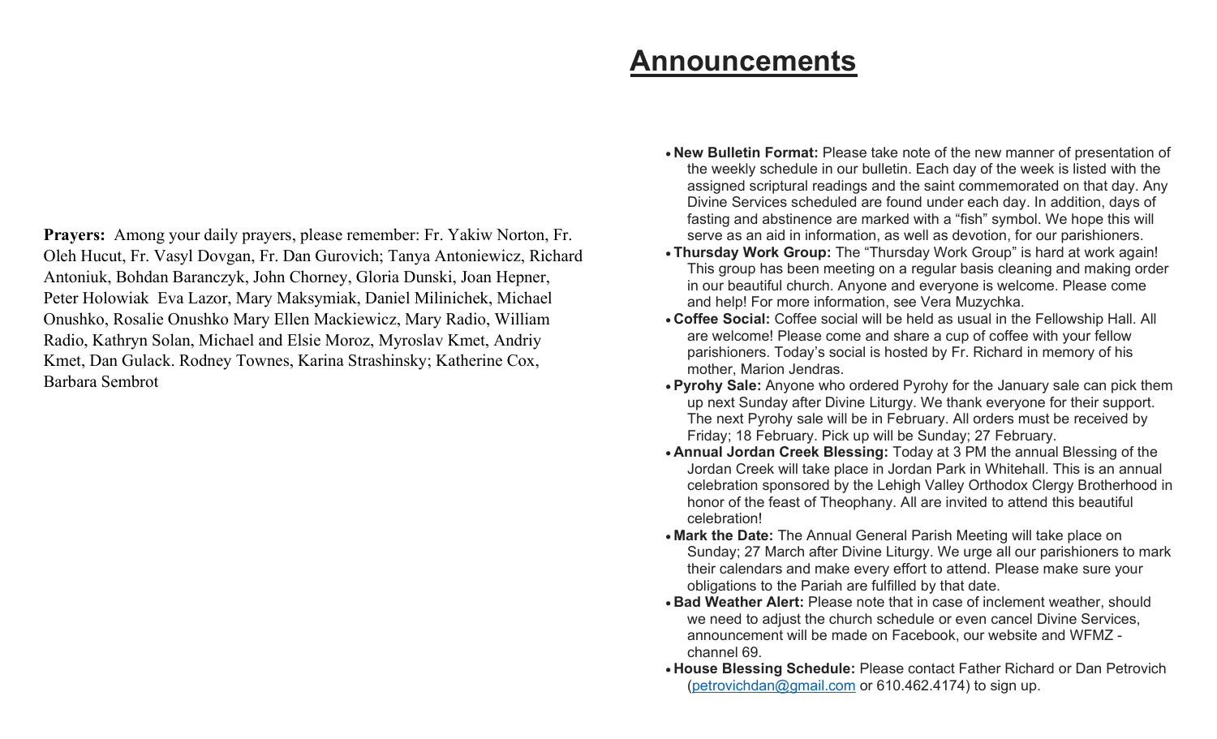**Prayers:** Among your daily prayers, please remember: Fr. Yakiw Norton, Fr. Oleh Hucut, Fr. Vasyl Dovgan, Fr. Dan Gurovich; Tanya Antoniewicz, Richard Antoniuk, Bohdan Baranczyk, John Chorney, Gloria Dunski, Joan Hepner, Peter Holowiak Eva Lazor, Mary Maksymiak, Daniel Milinichek, Michael Onushko, Rosalie Onushko Mary Ellen Mackiewicz, Mary Radio, William Radio, Kathryn Solan, Michael and Elsie Moroz, Myroslav Kmet, Andriy Kmet, Dan Gulack. Rodney Townes, Karina Strashinsky; Katherine Cox, Barbara Sembrot

# Announcements

- **New Bulletin Format:** Please take note of the new manner of presentation of the weekly schedule in our bulletin. Each day of the week is listed with the assigned scriptural readings and the saint commemorated on that day. Any Divine Services scheduled are found under each day. In addition, days of fasting and abstinence are marked with a "fish" symbol. We hope this will serve as an aid in information, as well as devotion, for our parishioners.
- **Thursday Work Group:** The "Thursday Work Group" is hard at work again! This group has been meeting on a regular basis cleaning and making order in our beautiful church. Anyone and everyone is welcome. Please come and help! For more information, see Vera Muzychka.
- **Coffee Social:** Coffee social will be held as usual in the Fellowship Hall. All are welcome! Please come and share a cup of coffee with your fellow parishioners. Today's social is hosted by Fr. Richard in memory of his mother, Marion Jendras.
- **Pyrohy Sale:** Anyone who ordered Pyrohy for the January sale can pick them up next Sunday after Divine Liturgy. We thank everyone for their support. The next Pyrohy sale will be in February. All orders must be received by Friday; 18 February. Pick up will be Sunday; 27 February.
- **Annual Jordan Creek Blessing:** Today at 3 PM the annual Blessing of the Jordan Creek will take place in Jordan Park in Whitehall. This is an annual celebration sponsored by the Lehigh Valley Orthodox Clergy Brotherhood in honor of the feast of Theophany. All are invited to attend this beautiful celebration!
- **Mark the Date:** The Annual General Parish Meeting will take place on Sunday; 27 March after Divine Liturgy. We urge all our parishioners to mark their calendars and make every effort to attend. Please make sure your obligations to the Pariah are fulfilled by that date.
- **Bad Weather Alert:** Please note that in case of inclement weather, should we need to adjust the church schedule or even cancel Divine Services, announcement will be made on Facebook, our website and WFMZ - channel 69.
- **House Blessing Schedule:** Please contact Father Richard or Dan Petrovich (petrovichdan@gmail.com or 610.462.4174) to sign up.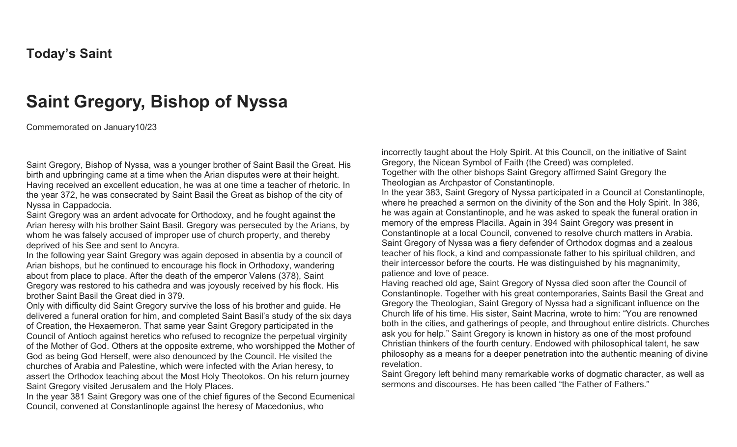## Today's Saint

# Saint Gregory, Bishop of Nyssa

Commemorated on January10/23

Saint Gregory, Bishop of Nyssa, was a younger brother of Saint Basil the Great. His birth and upbringing came at a time when the Arian disputes were at their height. Having received an excellent education, he was at one time a teacher of rhetoric. In the year 372, he was consecrated by Saint Basil the Great as bishop of the city of Nyssa in Cappadocia.

Saint Gregory was an ardent advocate for Orthodoxy, and he fought against the Arian heresy with his brother Saint Basil. Gregory was persecuted by the Arians, by whom he was falsely accused of improper use of church property, and thereby deprived of his See and sent to Ancyra.

In the following year Saint Gregory was again deposed in absentia by a council of Arian bishops, but he continued to encourage his flock in Orthodoxy, wandering about from place to place. After the death of the emperor Valens (378), Saint Gregory was restored to his cathedra and was joyously received by his flock. His brother Saint Basil the Great died in 379.

Only with difficulty did Saint Gregory survive the loss of his brother and guide. He delivered a funeral oration for him, and completed Saint Basil's study of the six days of Creation, the Hexaemeron. That same year Saint Gregory participated in the Council of Antioch against heretics who refused to recognize the perpetual virginity of the Mother of God. Others at the opposite extreme, who worshipped the Mother of God as being God Herself, were also denounced by the Council. He visited the churches of Arabia and Palestine, which were infected with the Arian heresy, to assert the Orthodox teaching about the Most Holy Theotokos. On his return journey Saint Gregory visited Jerusalem and the Holy Places.

In the year 381 Saint Gregory was one of the chief figures of the Second Ecumenical Council, convened at Constantinople against the heresy of Macedonius, who incorrectly taught about the Holy Spirit. At this Council, on the initiative of Saint Gregory, the Nicean Symbol of Faith (the Creed) was completed.

Together with the other bishops Saint Gregory affirmed Saint Gregory the Theologian as Archpastor of Constantinople.

In the year 383, Saint Gregory of Nyssa participated in a Council at Constantinople, where he preached a sermon on the divinity of the Son and the Holy Spirit. In 386, he was again at Constantinople, and he was asked to speak the funeral oration in memory of the empress Placilla. Again in 394 Saint Gregory was present in Constantinople at a local Council, convened to resolve church matters in Arabia.

Saint Gregory of Nyssa was a fiery defender of Orthodox dogmas and a zealous teacher of his flock, a kind and compassionate father to his spiritual children, and their intercessor before the courts. He was distinguished by his magnanimity, patience and love of peace.

Having reached old age, Saint Gregory of Nyssa died soon after the Council of Constantinople. Together with his great contemporaries, Saints Basil the Great and Gregory the Theologian, Saint Gregory of Nyssa had a significant influence on the Church life of his time. His sister, Saint Macrina, wrote to him: "You are renowned both in the cities, and gatherings of people, and throughout entire districts. Churches ask you for help." Saint Gregory is known in history as one of the most profound Christian thinkers of the fourth century. Endowed with philosophical talent, he saw philosophy as a means for a deeper penetration into the authentic meaning of divine revelation.

Saint Gregory left behind many remarkable works of dogmatic character, as well as sermons and discourses. He has been called "the Father of Fathers."